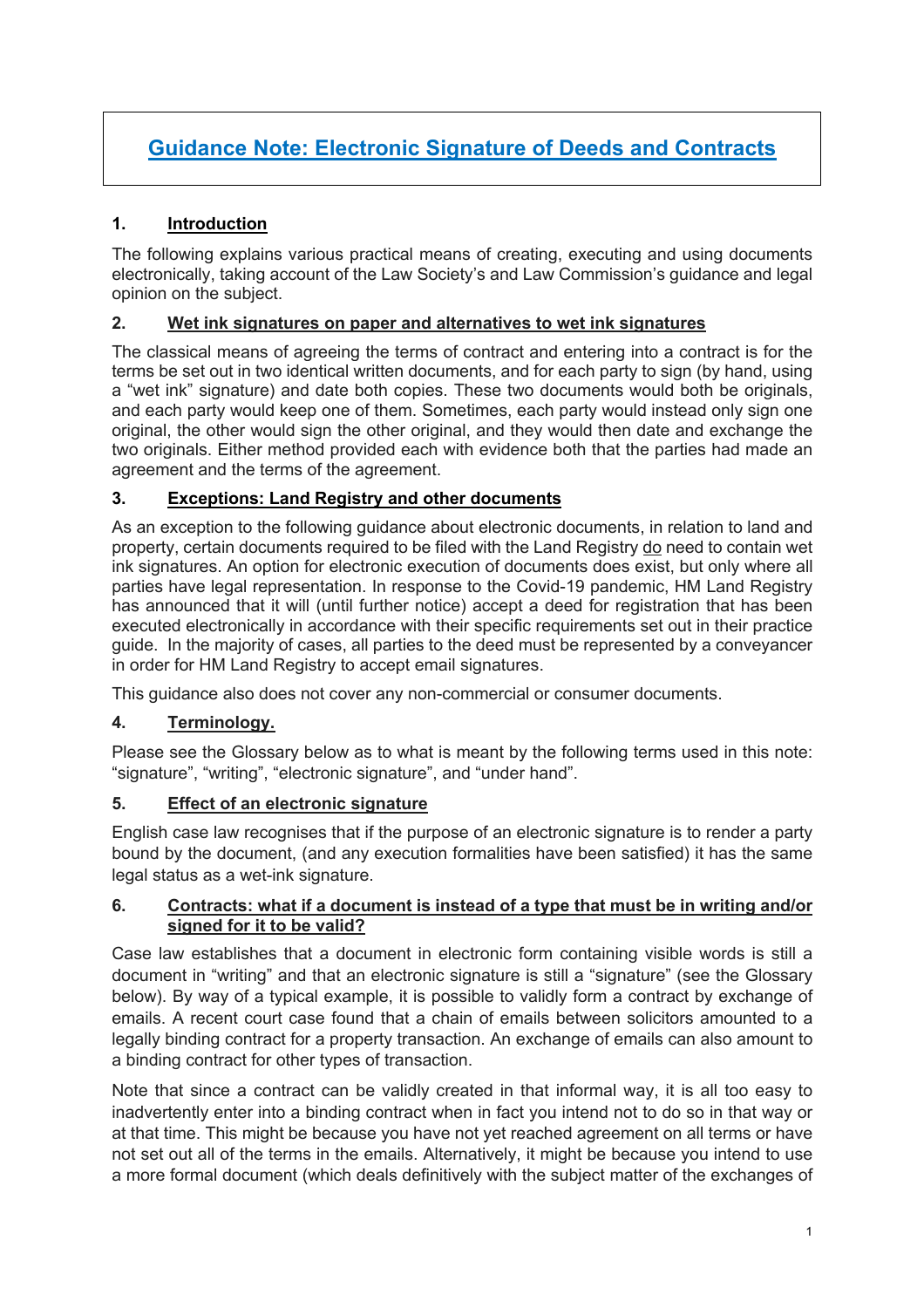# Guidance Note: Electronic Signature of Deeds and Contracts

## 1. Introduction

The following explains various practical means of creating, executing and using documents electronically, taking account of the Law Society's and Law Commission's guidance and legal opinion on the subject.

## 2. Wet ink signatures on paper and alternatives to wet ink signatures

The classical means of agreeing the terms of contract and entering into a contract is for the terms be set out in two identical written documents, and for each party to sign (by hand, using a "wet ink" signature) and date both copies. These two documents would both be originals, and each party would keep one of them. Sometimes, each party would instead only sign one original, the other would sign the other original, and they would then date and exchange the two originals. Either method provided each with evidence both that the parties had made an agreement and the terms of the agreement.

## 3. Exceptions: Land Registry and other documents

As an exception to the following guidance about electronic documents, in relation to land and property, certain documents required to be filed with the Land Registry do need to contain wet ink signatures. An option for electronic execution of documents does exist, but only where all parties have legal representation. In response to the Covid-19 pandemic, HM Land Registry has announced that it will (until further notice) accept a deed for registration that has been executed electronically in accordance with their specific requirements set out in their practice guide. In the majority of cases, all parties to the deed must be represented by a conveyancer in order for HM Land Registry to accept email signatures.

This guidance also does not cover any non-commercial or consumer documents.

## 4. Terminology.

Please see the Glossary below as to what is meant by the following terms used in this note: "signature", "writing", "electronic signature", and "under hand".

## 5. Effect of an electronic signature

English case law recognises that if the purpose of an electronic signature is to render a party bound by the document, (and any execution formalities have been satisfied) it has the same legal status as a wet-ink signature.

## 6. Contracts: what if a document is instead of a type that must be in writing and/or signed for it to be valid?

Case law establishes that a document in electronic form containing visible words is still a document in "writing" and that an electronic signature is still a "signature" (see the Glossary below). By way of a typical example, it is possible to validly form a contract by exchange of emails. A recent court case found that a chain of emails between solicitors amounted to a legally binding contract for a property transaction. An exchange of emails can also amount to a binding contract for other types of transaction.

Note that since a contract can be validly created in that informal way, it is all too easy to inadvertently enter into a binding contract when in fact you intend not to do so in that way or at that time. This might be because you have not yet reached agreement on all terms or have not set out all of the terms in the emails. Alternatively, it might be because you intend to use a more formal document (which deals definitively with the subject matter of the exchanges of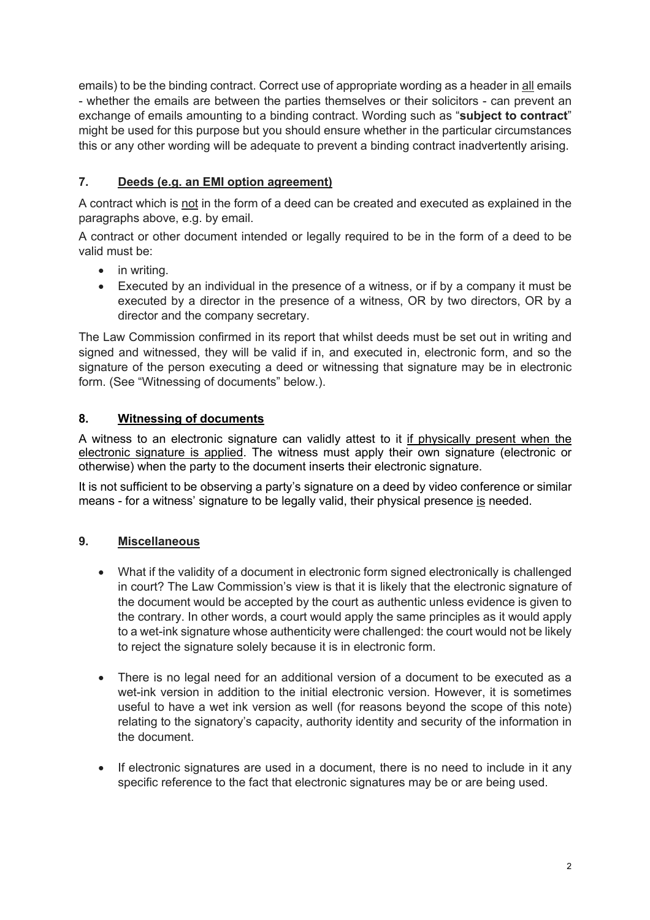emails) to be the binding contract. Correct use of appropriate wording as a header in <u>all</u> emails - whether the emails are between the parties themselves or their solicitors - can prevent an exchange of emails amounting to a binding contract. Wording such as "**subject to contract**" might be used for this purpose but you should ensure whether in the particular circumstances this or any other wording will be adequate to prevent a binding contract inadvertently arising.

## 7. <u>Deeds (e.g. an EMI option agreement)</u>

A contract which is <u>not</u> in the form of a deed can be created and executed as explained in the paragraphs above, e.g. by email.

A contract or other document intended or legally required to be in the form of a deed to be valid must be:

- in writing.
- Executed by an individual in the presence of a witness, or if by a company it must be executed by a director in the presence of a witness, OR by two directors, OR by a director and the company secretary.

The Law Commission confirmed in its report that whilst deeds must be set out in writing and signed and witnessed, they will be valid if in, and executed in, electronic form, and so the signature of the person executing a deed or witnessing that signature may be in electronic form. (See "Witnessing of documents" below.).

## 8. <u>Witnessing of documents</u>

A witness to an electronic signature can validly attest to it <u>if physically present when the electronic signature is applied</u>. The witness must apply their own signature (electronic or otherwise) when the party to the document inserts their electronic signature.

It is not sufficient to be observing a party's signature on a deed by video conference or similar means - for a witness' signature to be legally valid, their physical presence <u>is</u> needed.

## 9. <u>Miscellaneous</u>

- What if the validity of a document in electronic form signed electronically is challenged in court? The Law Commission's view is that it is likely that the electronic signature of the document would be accepted by the court as authentic unless evidence is given to the contrary. In other words, a court would apply the same principles as it would apply to a wet-ink signature whose authenticity were challenged: the court would not be likely to reject the signature solely because it is in electronic form.

- There is no legal need for an additional version of a document to be executed as a wet-ink version in addition to the initial electronic version. However, it is sometimes useful to have a wet ink version as well (for reasons beyond the scope of this note) relating to the signatory's capacity, authority identity and security of the information in the document.

- If electronic signatures are used in a document, there is no need to include in it any specific reference to the fact that electronic signatures may be or are being used.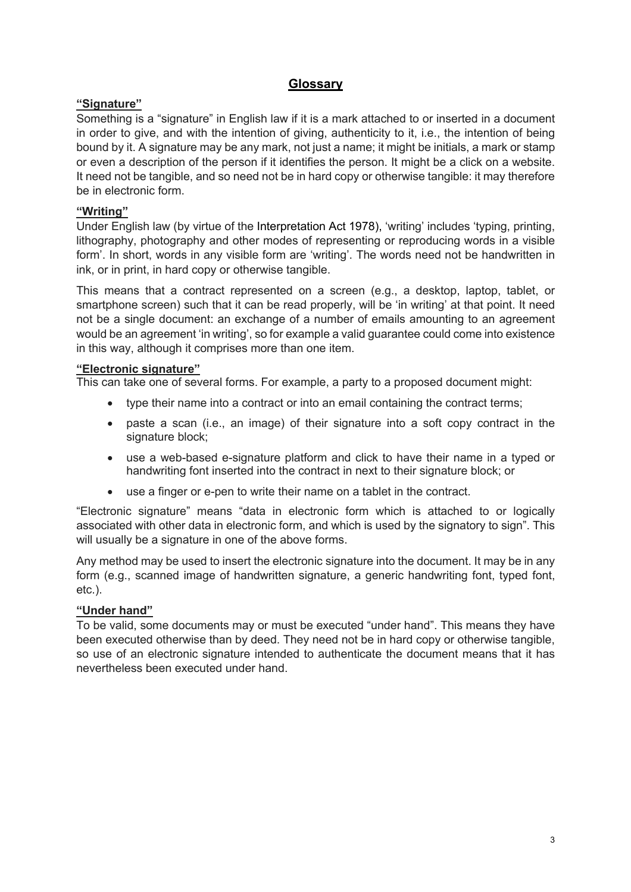# Glossary

**“Signature”**

Something is a “signature” in English law if it is a mark attached to or inserted in a document in order to give, and with the intention of giving, authenticity to it, i.e., the intention of being bound by it. A signature may be any mark, not just a name; it might be initials, a mark or stamp or even a description of the person if it identifies the person. It might be a click on a website. It need not be tangible, and so need not be in hard copy or otherwise tangible: it may therefore be in electronic form.

**“Writing”**

Under English law (by virtue of the Interpretation Act 1978), ‘writing’ includes ‘typing, printing, lithography, photography and other modes of representing or reproducing words in a visible form’. In short, words in any visible form are ‘writing’. The words need not be handwritten in ink, or in print, in hard copy or otherwise tangible.

This means that a contract represented on a screen (e.g., a desktop, laptop, tablet, or smartphone screen) such that it can be read properly, will be ‘in writing’ at that point. It need not be a single document: an exchange of a number of emails amounting to an agreement would be an agreement ‘in writing’, so for example a valid guarantee could come into existence in this way, although it comprises more than one item.

**“Electronic signature”**

This can take one of several forms. For example, a party to a proposed document might:

- type their name into a contract or into an email containing the contract terms;
- paste a scan (i.e., an image) of their signature into a soft copy contract in the signature block;
- use a web-based e-signature platform and click to have their name in a typed or handwriting font inserted into the contract in next to their signature block; or
- use a finger or e-pen to write their name on a tablet in the contract.

“Electronic signature” means “data in electronic form which is attached to or logically associated with other data in electronic form, and which is used by the signatory to sign”. This will usually be a signature in one of the above forms.

Any method may be used to insert the electronic signature into the document. It may be in any form (e.g., scanned image of handwritten signature, a generic handwriting font, typed font, etc.).

**“Under hand”**

To be valid, some documents may or must be executed “under hand”. This means they have been executed otherwise than by deed. They need not be in hard copy or otherwise tangible, so use of an electronic signature intended to authenticate the document means that it has nevertheless been executed under hand.